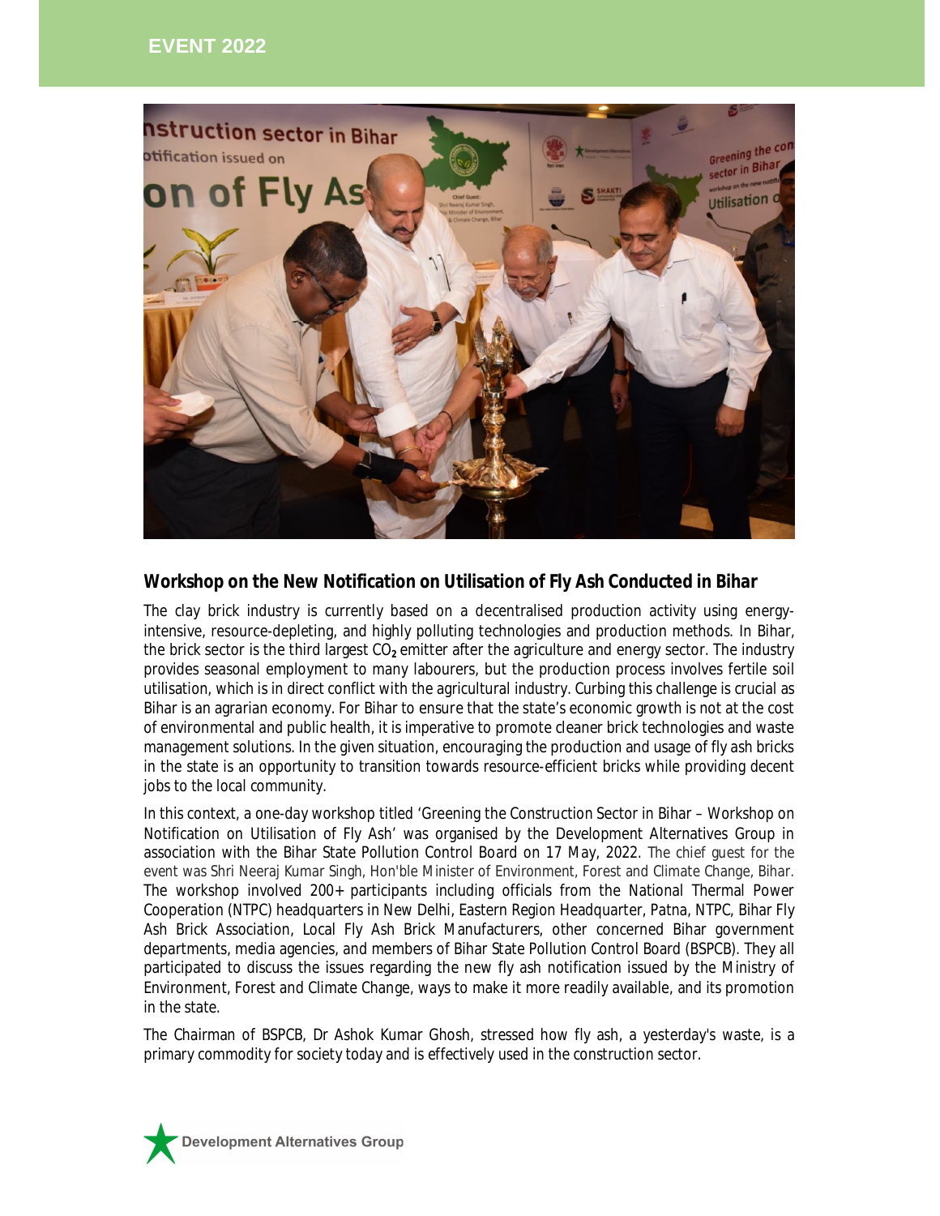# EVENT 2022

## Workshop on the New Notification on Utilisation of Fly Ash Conducted in Bihar

The clay brick industry is currently based on a decentralised production activity using energy-intensive, resource-depleting, and highly polluting technologies and production methods. In Bihar, the brick sector is the third largest $CO_2$ emitter after the agriculture and energy sector. The industry provides seasonal employment to many labourers, but the production process involves fertile soil utilisation, which is in direct conflict with the agricultural industry. Curbing this challenge is crucial as Bihar is an agrarian economy. For Bihar to ensure that the state's economic growth is not at the cost of environmental and public health, it is imperative to promote cleaner brick technologies and waste management solutions. In the given situation, encouraging the production and usage of fly ash bricks in the state is an opportunity to transition towards resource-efficient bricks while providing decent jobs to the local community.

In this context, a one-day workshop titled 'Greening the Construction Sector in Bihar – Workshop on Notification on Utilisation of Fly Ash' was organised by the Development Alternatives Group in association with the Bihar State Pollution Control Board on 17 May, 2022. The chief guest for the event was Shri Neeraj Kumar Singh, Hon'ble Minister of Environment, Forest and Climate Change, Bihar. The workshop involved 200+ participants including officials from the National Thermal Power Cooperation (NTPC) headquarters in New Delhi, Eastern Region Headquarter, Patna, NTPC, Bihar Fly Ash Brick Association, Local Fly Ash Brick Manufacturers, other concerned Bihar government departments, media agencies, and members of Bihar State Pollution Control Board (BSPCB). They all participated to discuss the issues regarding the new fly ash notification issued by the Ministry of Environment, Forest and Climate Change, ways to make it more readily available, and its promotion in the state.

The Chairman of BSPCB, Dr Ashok Kumar Ghosh, stressed how fly ash, a yesterday's waste, is a primary commodity for society today and is effectively used in the construction sector.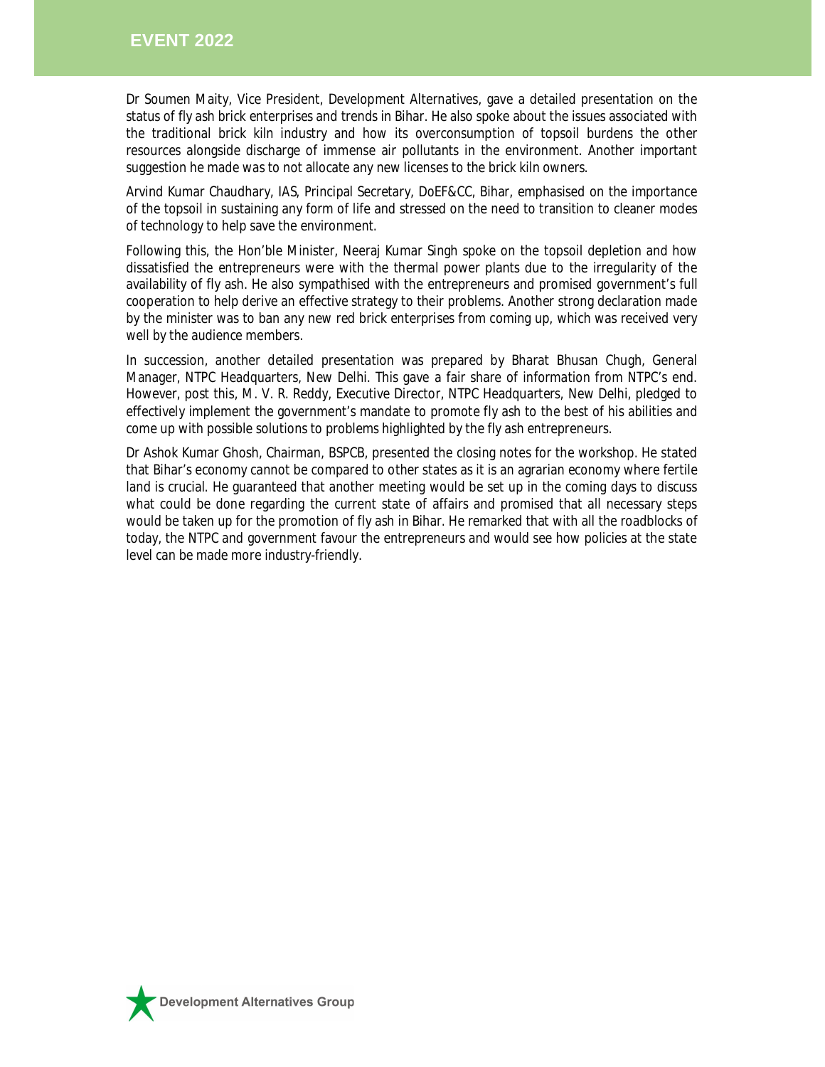Dr Soumen Maity, Vice President, Development Alternatives, gave a detailed presentation on the status of fly ash brick enterprises and trends in Bihar. He also spoke about the issues associated with the traditional brick kiln industry and how its overconsumption of topsoil burdens the other resources alongside discharge of immense air pollutants in the environment. Another important suggestion he made was to not allocate any new licenses to the brick kiln owners.

Arvind Kumar Chaudhary, IAS, Principal Secretary, DoEF&CC, Bihar, emphasised on the importance of the topsoil in sustaining any form of life and stressed on the need to transition to cleaner modes of technology to help save the environment.

Following this, the Hon'ble Minister, Neeraj Kumar Singh spoke on the topsoil depletion and how dissatisfied the entrepreneurs were with the thermal power plants due to the irregularity of the availability of fly ash. He also sympathised with the entrepreneurs and promised government's full cooperation to help derive an effective strategy to their problems. Another strong declaration made by the minister was to ban any new red brick enterprises from coming up, which was received very well by the audience members.

In succession, another detailed presentation was prepared by Bharat Bhusan Chugh, General Manager, NTPC Headquarters, New Delhi. This gave a fair share of information from NTPC's end. However, post this, M. V. R. Reddy, Executive Director, NTPC Headquarters, New Delhi, pledged to effectively implement the government's mandate to promote fly ash to the best of his abilities and come up with possible solutions to problems highlighted by the fly ash entrepreneurs.

Dr Ashok Kumar Ghosh, Chairman, BSPCB, presented the closing notes for the workshop. He stated that Bihar's economy cannot be compared to other states as it is an agrarian economy where fertile land is crucial. He guaranteed that another meeting would be set up in the coming days to discuss what could be done regarding the current state of affairs and promised that all necessary steps would be taken up for the promotion of fly ash in Bihar. He remarked that with all the roadblocks of today, the NTPC and government favour the entrepreneurs and would see how policies at the state level can be made more industry-friendly.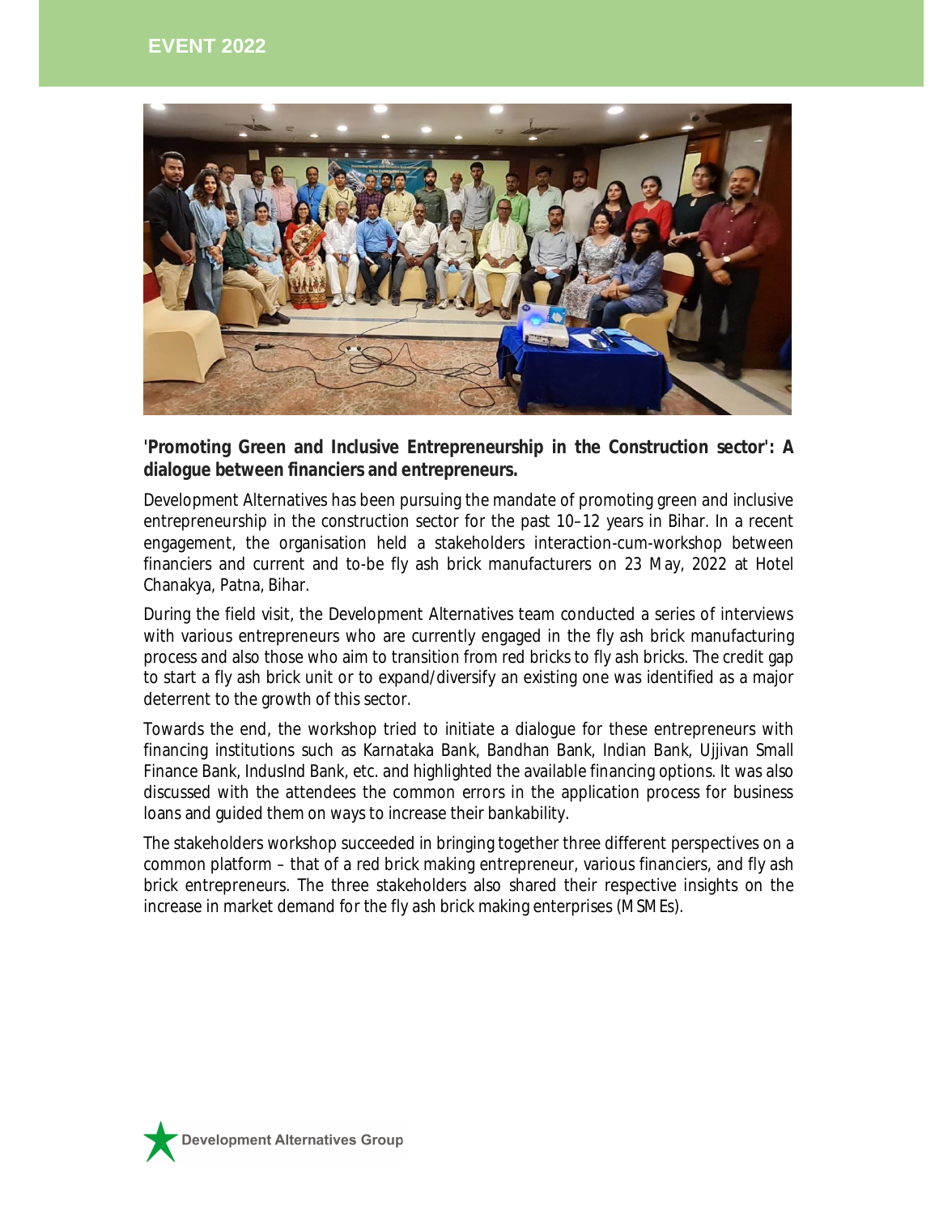# EVENT 2022

**'Promoting Green and Inclusive Entrepreneurship in the Construction sector': A dialogue between financiers and entrepreneurs.**

Development Alternatives has been pursuing the mandate of promoting green and inclusive entrepreneurship in the construction sector for the past 10–12 years in Bihar. In a recent engagement, the organisation held a stakeholders interaction-cum-workshop between financiers and current and to-be fly ash brick manufacturers on 23 May, 2022 at Hotel Chanakya, Patna, Bihar.

During the field visit, the Development Alternatives team conducted a series of interviews with various entrepreneurs who are currently engaged in the fly ash brick manufacturing process and also those who aim to transition from red bricks to fly ash bricks. The credit gap to start a fly ash brick unit or to expand/diversify an existing one was identified as a major deterrent to the growth of this sector.

Towards the end, the workshop tried to initiate a dialogue for these entrepreneurs with financing institutions such as Karnataka Bank, Bandhan Bank, Indian Bank, Ujjivan Small Finance Bank, IndusInd Bank, etc. and highlighted the available financing options. It was also discussed with the attendees the common errors in the application process for business loans and guided them on ways to increase their bankability.

The stakeholders workshop succeeded in bringing together three different perspectives on a common platform – that of a red brick making entrepreneur, various financiers, and fly ash brick entrepreneurs. The three stakeholders also shared their respective insights on the increase in market demand for the fly ash brick making enterprises (MSMEs).

Development Alternatives Group